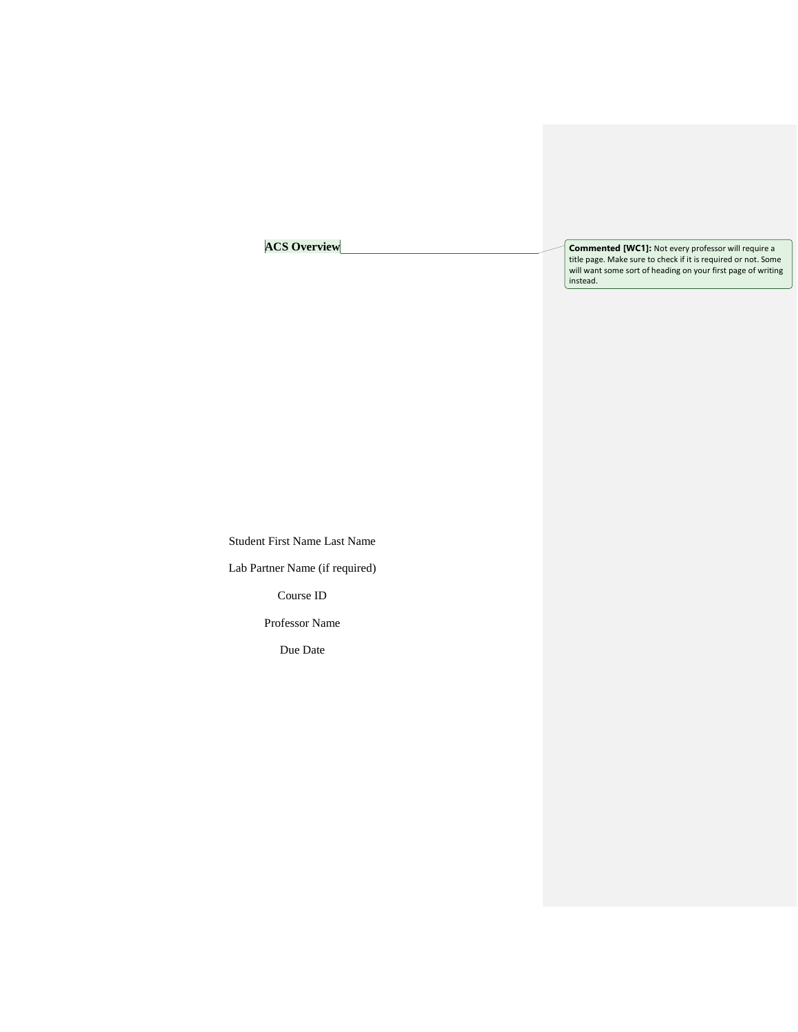**ACS Overview**

> **Commented [WC1]:** Not every professor will require a title page. Make sure to check if it is required or not. Some will want some sort of heading on your first page of writing instead.

Student First Name Last Name

Lab Partner Name (if required)

Course ID

Professor Name

Due Date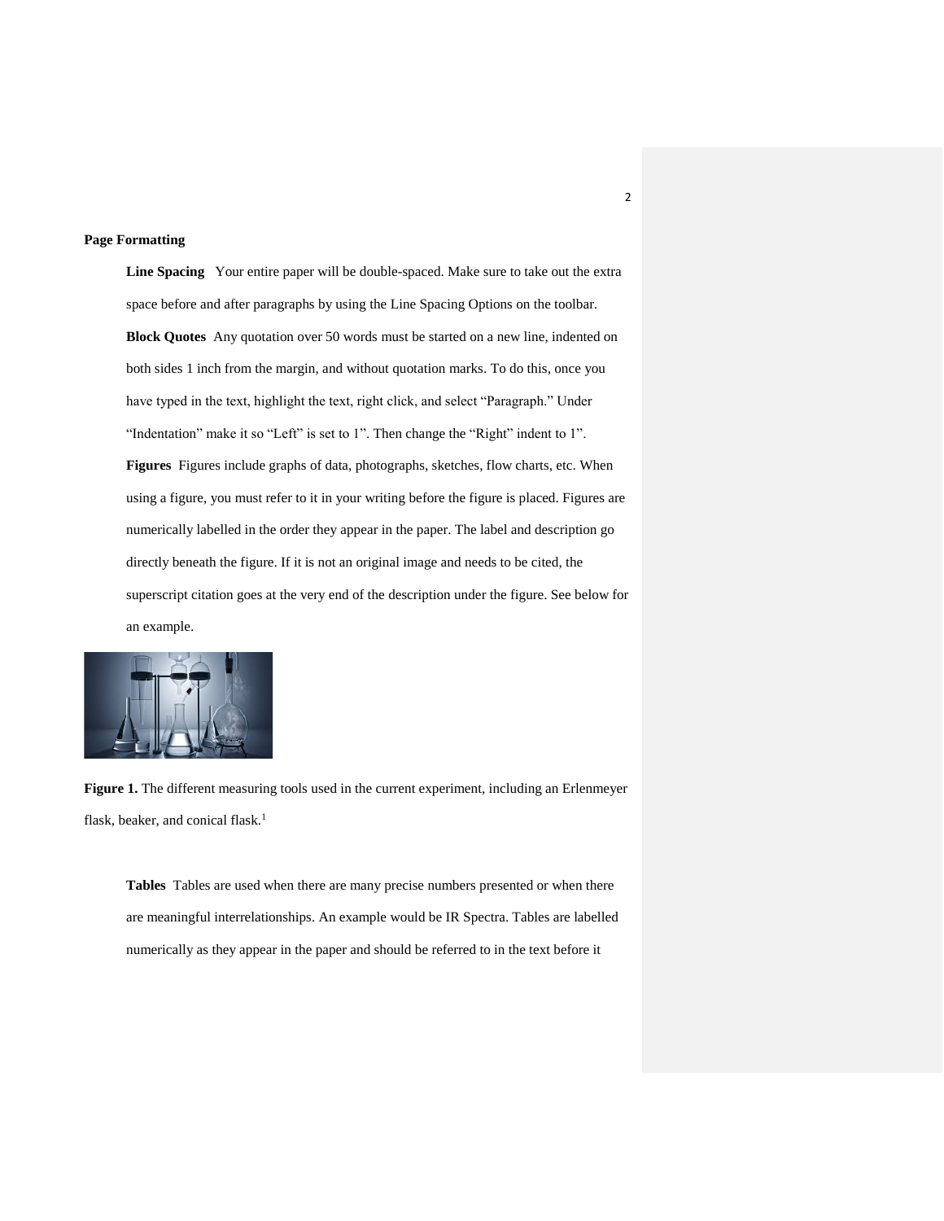**Page Formatting**

**Line Spacing** Your entire paper will be double-spaced. Make sure to take out the extra space before and after paragraphs by using the Line Spacing Options on the toolbar.

**Block Quotes** Any quotation over 50 words must be started on a new line, indented on both sides 1 inch from the margin, and without quotation marks. To do this, once you have typed in the text, highlight the text, right click, and select "Paragraph." Under "Indentation" make it so "Left" is set to 1". Then change the "Right" indent to 1".

**Figures** Figures include graphs of data, photographs, sketches, flow charts, etc. When using a figure, you must refer to it in your writing before the figure is placed. Figures are numerically labelled in the order they appear in the paper. The label and description go directly beneath the figure. If it is not an original image and needs to be cited, the superscript citation goes at the very end of the description under the figure. See below for an example.

**Figure 1.** The different measuring tools used in the current experiment, including an Erlenmeyer flask, beaker, and conical flask.[1]

**Tables** Tables are used when there are many precise numbers presented or when there are meaningful interrelationships. An example would be IR Spectra. Tables are labelled numerically as they appear in the paper and should be referred to in the text before it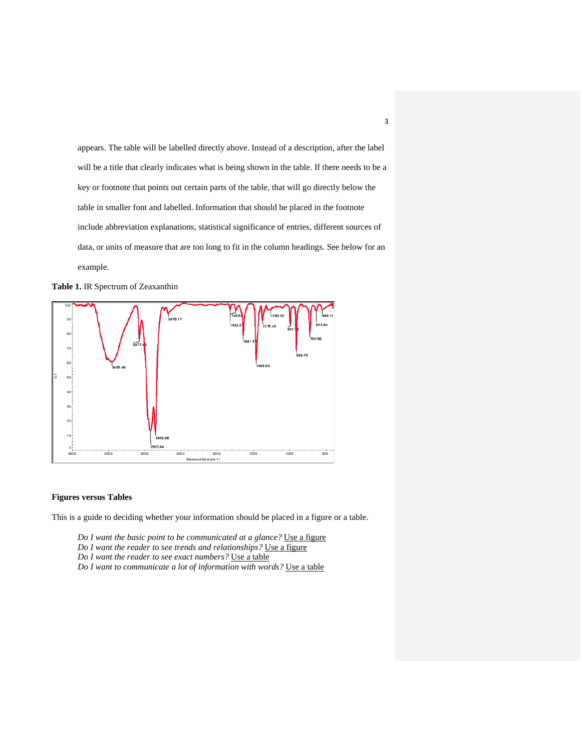appears. The table will be labelled directly above. Instead of a description, after the label will be a title that clearly indicates what is being shown in the table. If there needs to be a key or footnote that points out certain parts of the table, that will go directly below the table in smaller font and labelled. Information that should be placed in the footnote include abbreviation explanations, statistical significance of entries, different sources of data, or units of measure that are too long to fit in the column headings. See below for an example.

**Table 1.** IR Spectrum of Zeaxanthin

**Figures versus Tables**

This is a guide to deciding whether your information should be placed in a figure or a table.

*Do I want the basic point to be communicated at a glance?* Use a figure
*Do I want the reader to see trends and relationships?* Use a figure
*Do I want the reader to see exact numbers?* Use a table
*Do I want to communicate a lot of information with words?* Use a table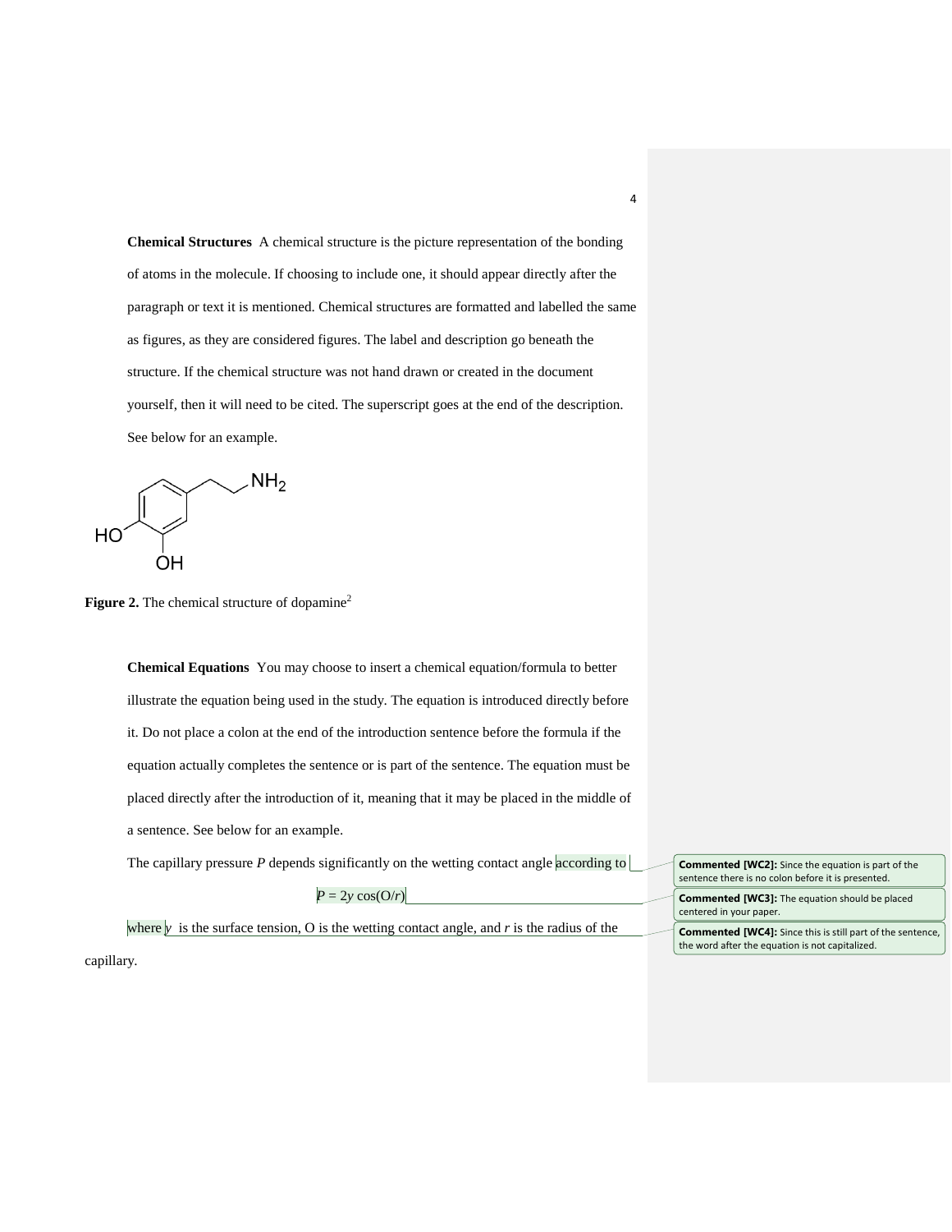**Chemical Structures** A chemical structure is the picture representation of the bonding of atoms in the molecule. If choosing to include one, it should appear directly after the paragraph or text it is mentioned. Chemical structures are formatted and labelled the same as figures, as they are considered figures. The label and description go beneath the structure. If the chemical structure was not hand drawn or created in the document yourself, then it will need to be cited. The superscript goes at the end of the description. See below for an example.

**Figure 2.** The chemical structure of dopamine[2]

**Chemical Equations** You may choose to insert a chemical equation/formula to better illustrate the equation being used in the study. The equation is introduced directly before it. Do not place a colon at the end of the introduction sentence before the formula if the equation actually completes the sentence or is part of the sentence. The equation must be placed directly after the introduction of it, meaning that it may be placed in the middle of a sentence. See below for an example.

The capillary pressure *P* depends significantly on the wetting contact angle according to

$$P = 2y \cos(O/r)$$

where *y* is the surface tension, O is the wetting contact angle, and *r* is the radius of the capillary.

**Commented [WC2]:** Since the equation is part of the sentence there is no colon before it is presented.

**Commented [WC3]:** The equation should be placed centered in your paper.

**Commented [WC4]:** Since this is still part of the sentence, the word after the equation is not capitalized.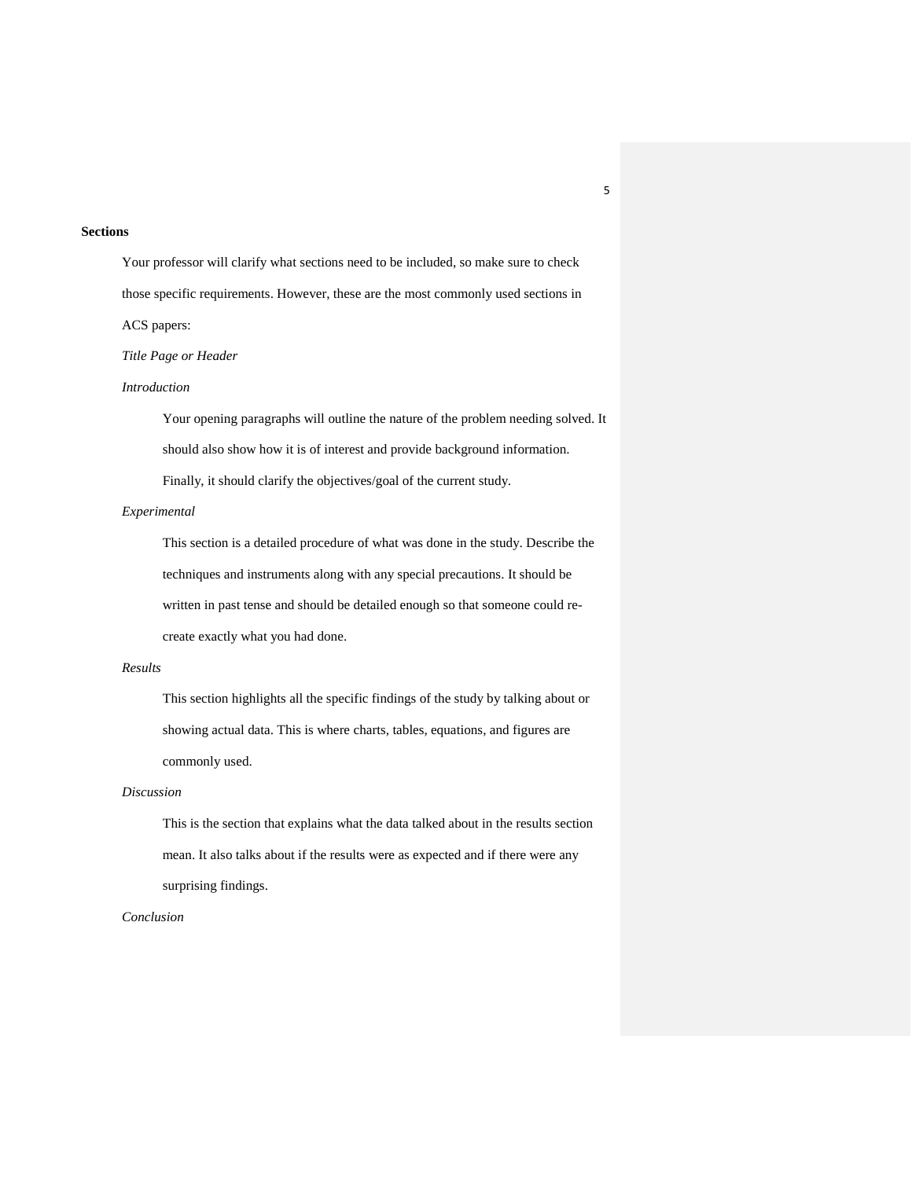**Sections**

Your professor will clarify what sections need to be included, so make sure to check those specific requirements. However, these are the most commonly used sections in ACS papers:

*Title Page or Header*

*Introduction*

Your opening paragraphs will outline the nature of the problem needing solved. It should also show how it is of interest and provide background information. Finally, it should clarify the objectives/goal of the current study.

*Experimental*

This section is a detailed procedure of what was done in the study. Describe the techniques and instruments along with any special precautions. It should be written in past tense and should be detailed enough so that someone could re-create exactly what you had done.

*Results*

This section highlights all the specific findings of the study by talking about or showing actual data. This is where charts, tables, equations, and figures are commonly used.

*Discussion*

This is the section that explains what the data talked about in the results section mean. It also talks about if the results were as expected and if there were any surprising findings.

*Conclusion*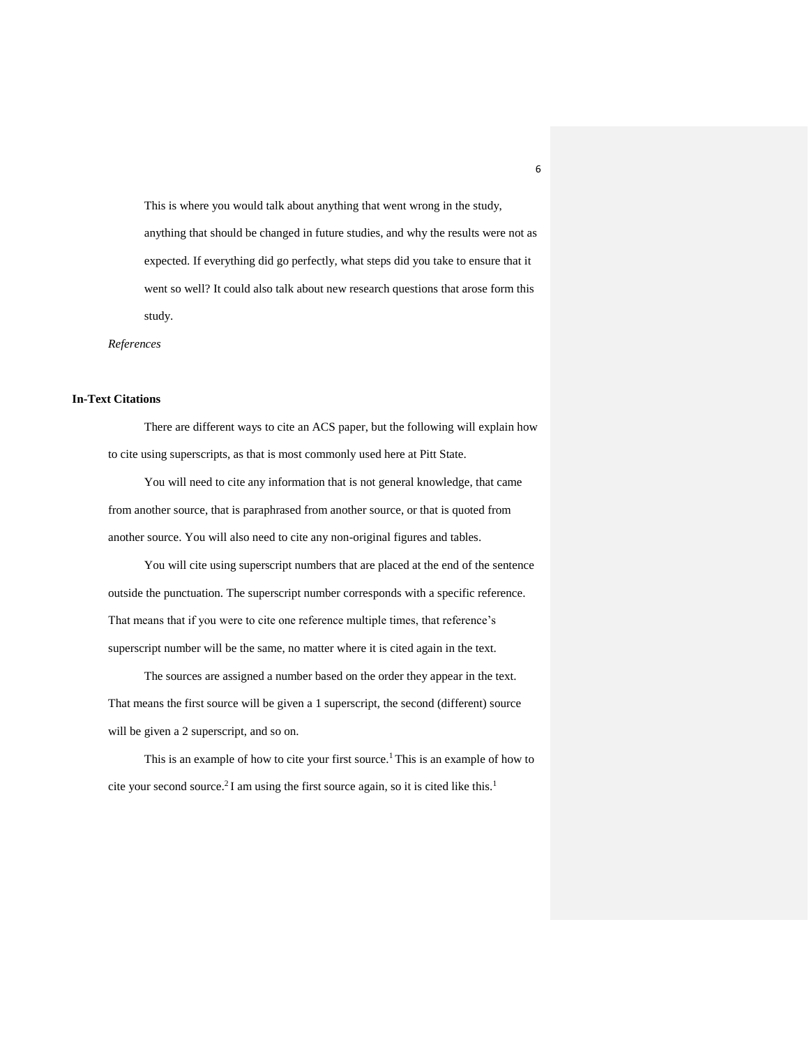This is where you would talk about anything that went wrong in the study, anything that should be changed in future studies, and why the results were not as expected. If everything did go perfectly, what steps did you take to ensure that it went so well? It could also talk about new research questions that arose form this study.

*References*

**In-Text Citations**

There are different ways to cite an ACS paper, but the following will explain how to cite using superscripts, as that is most commonly used here at Pitt State.

You will need to cite any information that is not general knowledge, that came from another source, that is paraphrased from another source, or that is quoted from another source. You will also need to cite any non-original figures and tables.

You will cite using superscript numbers that are placed at the end of the sentence outside the punctuation. The superscript number corresponds with a specific reference. That means that if you were to cite one reference multiple times, that reference's superscript number will be the same, no matter where it is cited again in the text.

The sources are assigned a number based on the order they appear in the text. That means the first source will be given a 1 superscript, the second (different) source will be given a 2 superscript, and so on.

This is an example of how to cite your first source.[1] This is an example of how to cite your second source.[2] I am using the first source again, so it is cited like this.[1]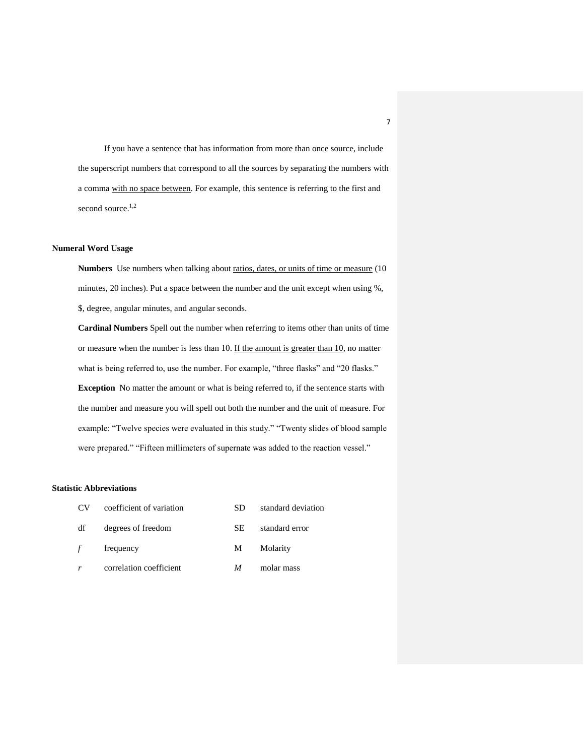If you have a sentence that has information from more than once source, include the superscript numbers that correspond to all the sources by separating the numbers with a comma with no space between. For example, this sentence is referring to the first and second source.[1,2]

## Numeral Word Usage

**Numbers** Use numbers when talking about ratios, dates, or units of time or measure (10 minutes, 20 inches). Put a space between the number and the unit except when using %, $, degree, angular minutes, and angular seconds.

**Cardinal Numbers** Spell out the number when referring to items other than units of time or measure when the number is less than 10. If the amount is greater than 10, no matter what is being referred to, use the number. For example, "three flasks" and "20 flasks."

**Exception** No matter the amount or what is being referred to, if the sentence starts with the number and measure you will spell out both the number and the unit of measure. For example: "Twelve species were evaluated in this study." "Twenty slides of blood sample were prepared." "Fifteen millimeters of supernate was added to the reaction vessel."

## Statistic Abbreviations

| | | | |
|---|---|---|---|
| CV | coefficient of variation | SD | standard deviation |
| df | degrees of freedom | SE | standard error |
| *f* | frequency | M | Molarity |
| *r* | correlation coefficient | *M* | molar mass |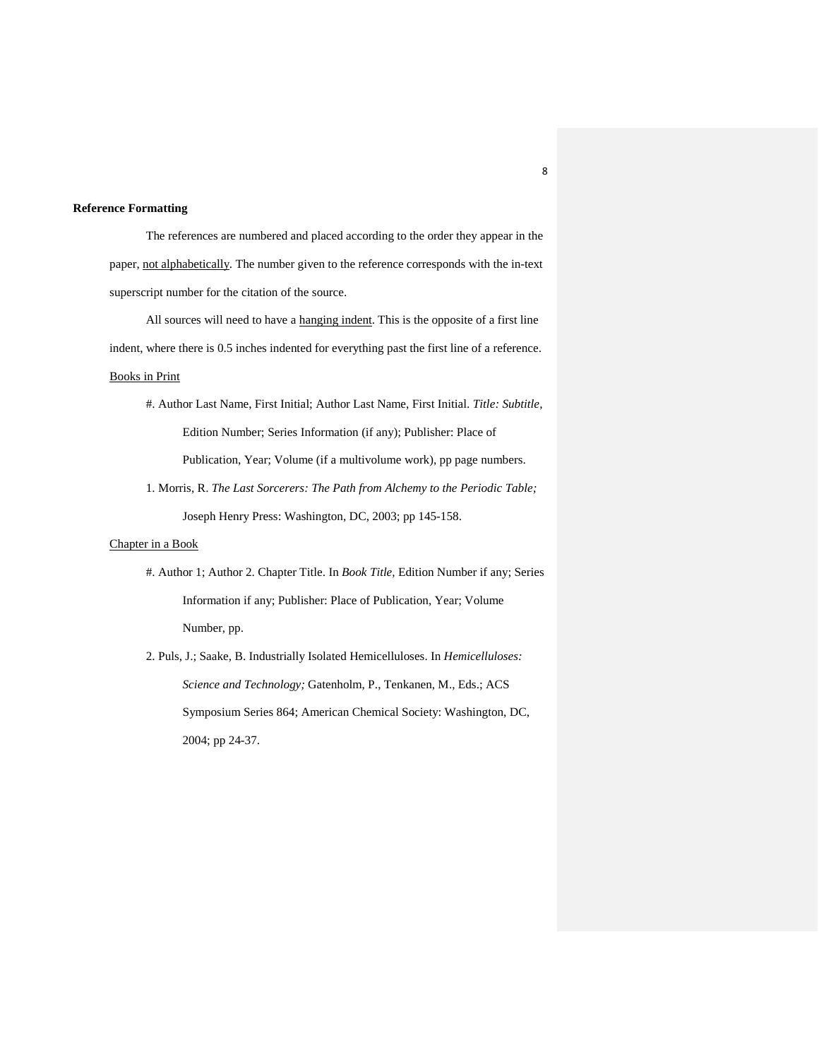**Reference Formatting**

The references are numbered and placed according to the order they appear in the paper, not alphabetically. The number given to the reference corresponds with the in-text superscript number for the citation of the source.

All sources will need to have a hanging indent. This is the opposite of a first line indent, where there is 0.5 inches indented for everything past the first line of a reference.

Books in Print

#. Author Last Name, First Initial; Author Last Name, First Initial. *Title: Subtitle*, Edition Number; Series Information (if any); Publisher: Place of Publication, Year; Volume (if a multivolume work), pp page numbers.

1. Morris, R. *The Last Sorcerers: The Path from Alchemy to the Periodic Table;* Joseph Henry Press: Washington, DC, 2003; pp 145-158.

Chapter in a Book

#. Author 1; Author 2. Chapter Title. In *Book Title*, Edition Number if any; Series Information if any; Publisher: Place of Publication, Year; Volume Number, pp.

2. Puls, J.; Saake, B. Industrially Isolated Hemicelluloses. In *Hemicelluloses: Science and Technology;* Gatenholm, P., Tenkanen, M., Eds.; ACS Symposium Series 864; American Chemical Society: Washington, DC, 2004; pp 24-37.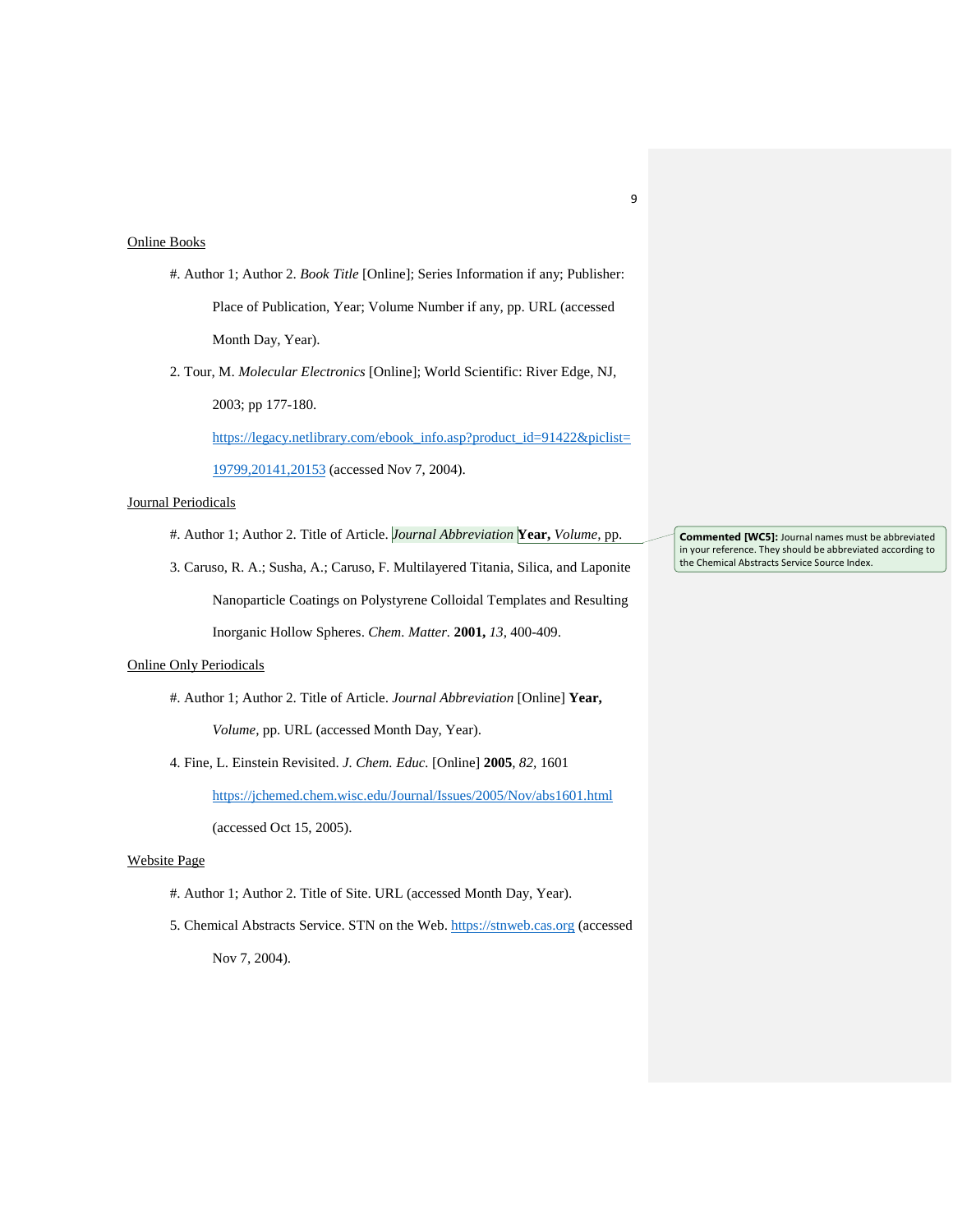Online Books

#. Author 1; Author 2. *Book Title* [Online]; Series Information if any; Publisher: Place of Publication, Year; Volume Number if any, pp. URL (accessed Month Day, Year).

2. Tour, M. *Molecular Electronics* [Online]; World Scientific: River Edge, NJ, 2003; pp 177-180. https://legacy.netlibrary.com/ebook_info.asp?product_id=91422&piclist=19799,20141,20153 (accessed Nov 7, 2004).

Journal Periodicals

#. Author 1; Author 2. Title of Article. *Journal Abbreviation* **Year,** *Volume*, pp.

> **Commented [WC5]:** Journal names must be abbreviated in your reference. They should be abbreviated according to the Chemical Abstracts Service Source Index.

3. Caruso, R. A.; Susha, A.; Caruso, F. Multilayered Titania, Silica, and Laponite Nanoparticle Coatings on Polystyrene Colloidal Templates and Resulting Inorganic Hollow Spheres. *Chem. Matter.* **2001,** *13*, 400-409.

Online Only Periodicals

#. Author 1; Author 2. Title of Article. *Journal Abbreviation* [Online] **Year,** *Volume*, pp. URL (accessed Month Day, Year).

4. Fine, L. Einstein Revisited. *J. Chem. Educ.* [Online] **2005**, *82*, 1601 https://jchemed.chem.wisc.edu/Journal/Issues/2005/Nov/abs1601.html (accessed Oct 15, 2005).

Website Page

#. Author 1; Author 2. Title of Site. URL (accessed Month Day, Year).

5. Chemical Abstracts Service. STN on the Web. https://stnweb.cas.org (accessed Nov 7, 2004).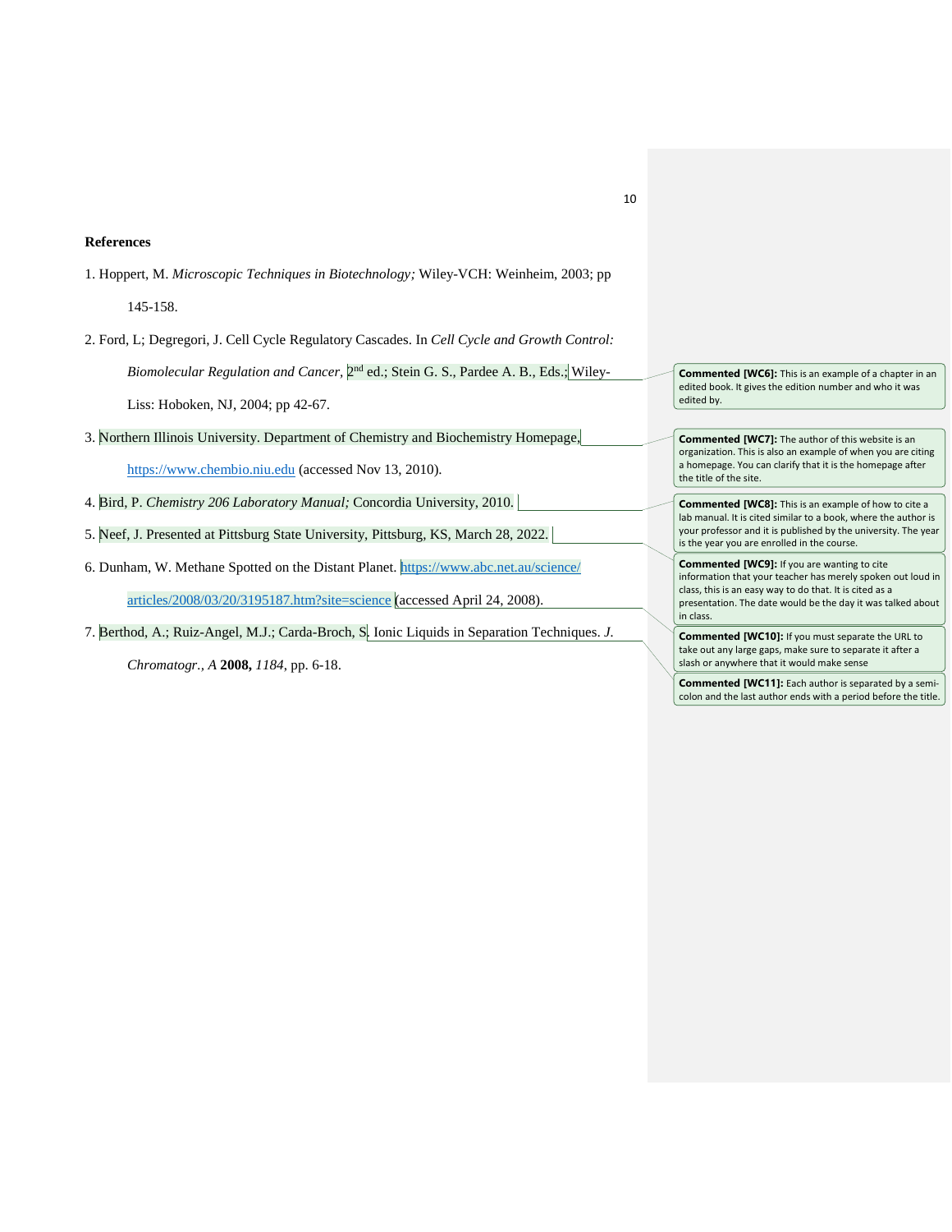**References**

1. Hoppert, M. *Microscopic Techniques in Biotechnology;* Wiley-VCH: Weinheim, 2003; pp 145-158.

2. Ford, L; Degregori, J. Cell Cycle Regulatory Cascades. In *Cell Cycle and Growth Control: Biomolecular Regulation and Cancer*, 2nd ed.; Stein G. S., Pardee A. B., Eds.; Wiley-Liss: Hoboken, NJ, 2004; pp 42-67.

3. Northern Illinois University. Department of Chemistry and Biochemistry Homepage, https://www.chembio.niu.edu (accessed Nov 13, 2010).

4. Bird, P. *Chemistry 206 Laboratory Manual;* Concordia University, 2010.

5. Neef, J. Presented at Pittsburg State University, Pittsburg, KS, March 28, 2022.

6. Dunham, W. Methane Spotted on the Distant Planet. https://www.abc.net.au/science/articles/2008/03/20/3195187.htm?site=science (accessed April 24, 2008).

7. Berthod, A.; Ruiz-Angel, M.J.; Carda-Broch, S. Ionic Liquids in Separation Techniques. *J. Chromatogr., A* **2008,** *1184*, pp. 6-18.

**Commented [WC6]:** This is an example of a chapter in an edited book. It gives the edition number and who it was edited by.

**Commented [WC7]:** The author of this website is an organization. This is also an example of when you are citing a homepage. You can clarify that it is the homepage after the title of the site.

**Commented [WC8]:** This is an example of how to cite a lab manual. It is cited similar to a book, where the author is your professor and it is published by the university. The year is the year you are enrolled in the course.

**Commented [WC9]:** If you are wanting to cite information that your teacher has merely spoken out loud in class, this is an easy way to do that. It is cited as a presentation. The date would be the day it was talked about in class.

**Commented [WC10]:** If you must separate the URL to take out any large gaps, make sure to separate it after a slash or anywhere that it would make sense

**Commented [WC11]:** Each author is separated by a semi-colon and the last author ends with a period before the title.